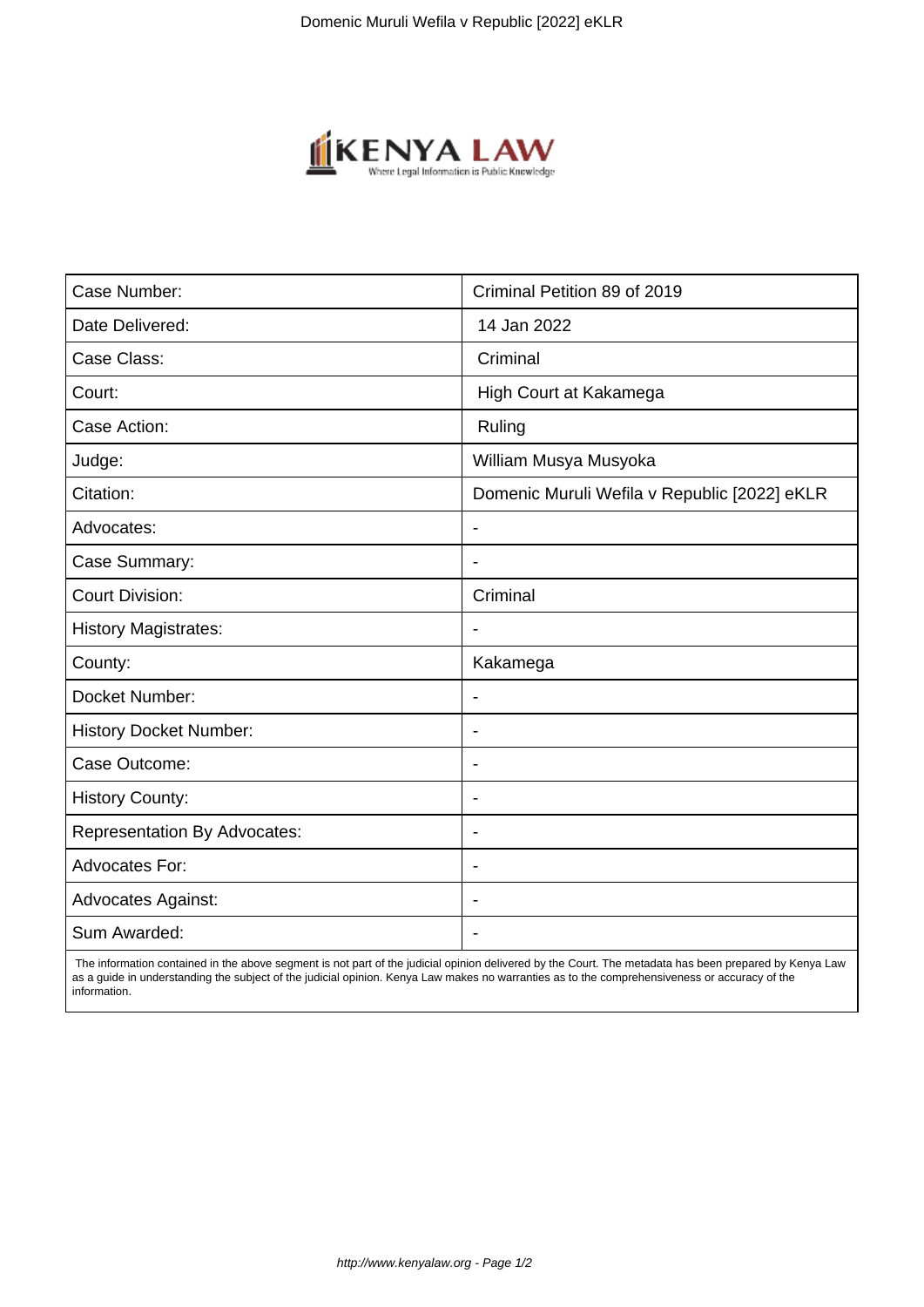| Case Number: | Criminal Petition 89 of 2019 |
|---|---|
| Date Delivered: | 14 Jan 2022 |
| Case Class: | Criminal |
| Court: | High Court at Kakamega |
| Case Action: | Ruling |
| Judge: | William Musya Musyoka |
| Citation: | Domenic Muruli Wefila v Republic [2022] eKLR |
| Advocates: | - |
| Case Summary: | - |
| Court Division: | Criminal |
| History Magistrates: | - |
| County: | Kakamega |
| Docket Number: | - |
| History Docket Number: | - |
| Case Outcome: | - |
| History County: | - |
| Representation By Advocates: | - |
| Advocates For: | - |
| Advocates Against: | - |
| Sum Awarded: | - |

The information contained in the above segment is not part of the judicial opinion delivered by the Court. The metadata has been prepared by Kenya Law as a guide in understanding the subject of the judicial opinion. Kenya Law makes no warranties as to the comprehensiveness or accuracy of the information.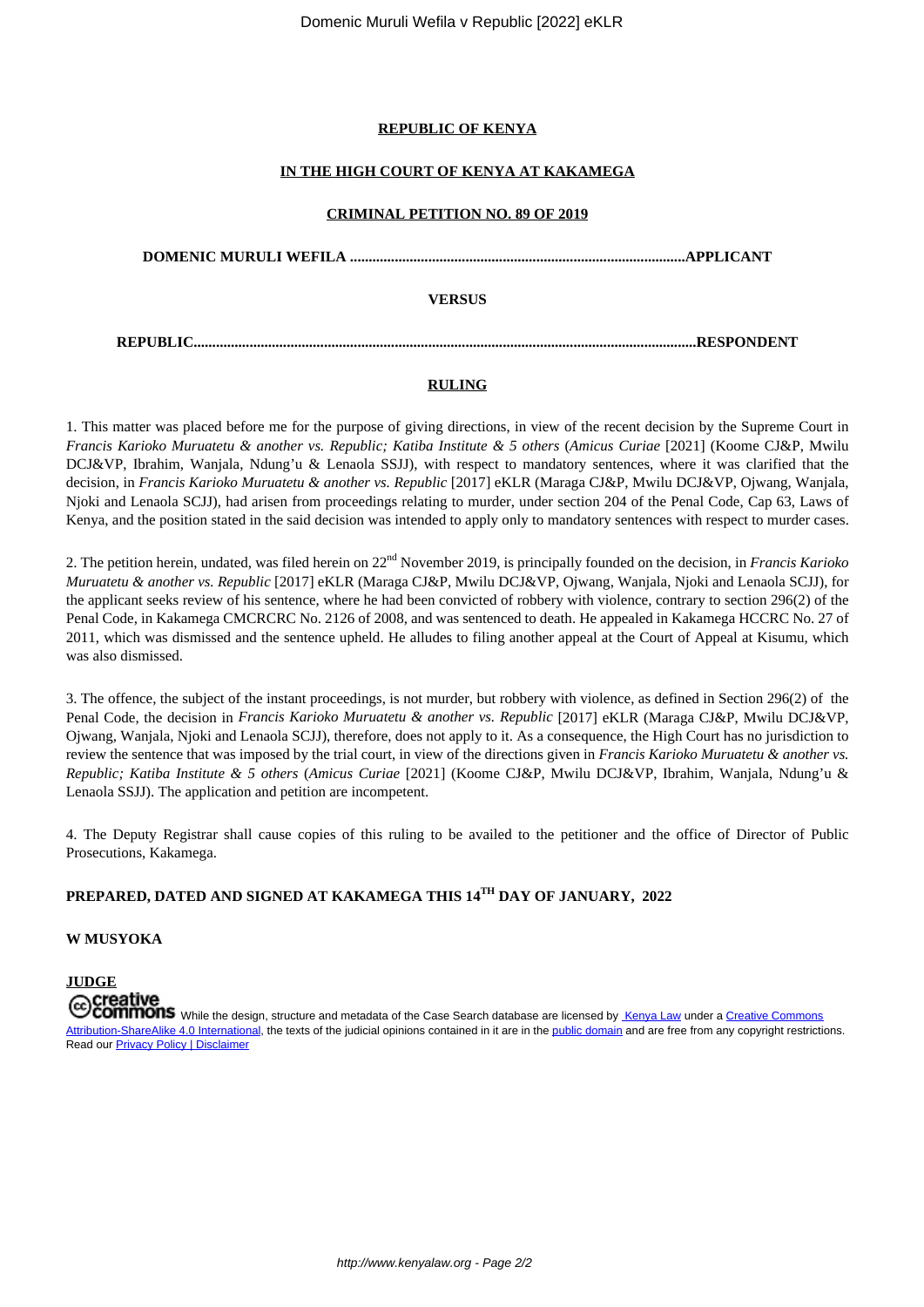**REPUBLIC OF KENYA**

**IN THE HIGH COURT OF KENYA AT KAKAMEGA**

**CRIMINAL PETITION NO. 89 OF 2019**

**DOMENIC MURULI WEFILA .........................................................................................APPLICANT**

**VERSUS**

**REPUBLIC.......................................................................................................................................RESPONDENT**

**RULING**

1. This matter was placed before me for the purpose of giving directions, in view of the recent decision by the Supreme Court in *Francis Karioko Muruatetu & another vs. Republic; Katiba Institute & 5 others* (*Amicus Curiae* [2021] (Koome CJ&P, Mwilu DCJ&VP, Ibrahim, Wanjala, Ndung'u & Lenaola SSJJ), with respect to mandatory sentences, where it was clarified that the decision, in *Francis Karioko Muruatetu & another vs. Republic* [2017] eKLR (Maraga CJ&P, Mwilu DCJ&VP, Ojwang, Wanjala, Njoki and Lenaola SCJJ), had arisen from proceedings relating to murder, under section 204 of the Penal Code, Cap 63, Laws of Kenya, and the position stated in the said decision was intended to apply only to mandatory sentences with respect to murder cases.

2. The petition herein, undated, was filed herein on 22nd November 2019, is principally founded on the decision, in *Francis Karioko Muruatetu & another vs. Republic* [2017] eKLR (Maraga CJ&P, Mwilu DCJ&VP, Ojwang, Wanjala, Njoki and Lenaola SCJJ), for the applicant seeks review of his sentence, where he had been convicted of robbery with violence, contrary to section 296(2) of the Penal Code, in Kakamega CMCRCRC No. 2126 of 2008, and was sentenced to death. He appealed in Kakamega HCCRC No. 27 of 2011, which was dismissed and the sentence upheld. He alludes to filing another appeal at the Court of Appeal at Kisumu, which was also dismissed.

3. The offence, the subject of the instant proceedings, is not murder, but robbery with violence, as defined in Section 296(2) of the Penal Code, the decision in *Francis Karioko Muruatetu & another vs. Republic* [2017] eKLR (Maraga CJ&P, Mwilu DCJ&VP, Ojwang, Wanjala, Njoki and Lenaola SCJJ), therefore, does not apply to it. As a consequence, the High Court has no jurisdiction to review the sentence that was imposed by the trial court, in view of the directions given in *Francis Karioko Muruatetu & another vs. Republic; Katiba Institute & 5 others* (*Amicus Curiae* [2021] (Koome CJ&P, Mwilu DCJ&VP, Ibrahim, Wanjala, Ndung'u & Lenaola SSJJ). The application and petition are incompetent.

4. The Deputy Registrar shall cause copies of this ruling to be availed to the petitioner and the office of Director of Public Prosecutions, Kakamega.

**PREPARED, DATED AND SIGNED AT KAKAMEGA THIS 14TH DAY OF JANUARY, 2022**

**W MUSYOKA**

**JUDGE**

While the design, structure and metadata of the Case Search database are licensed by Kenya Law under a Creative Commons Attribution-ShareAlike 4.0 International, the texts of the judicial opinions contained in it are in the public domain and are free from any copyright restrictions. Read our Privacy Policy | Disclaimer